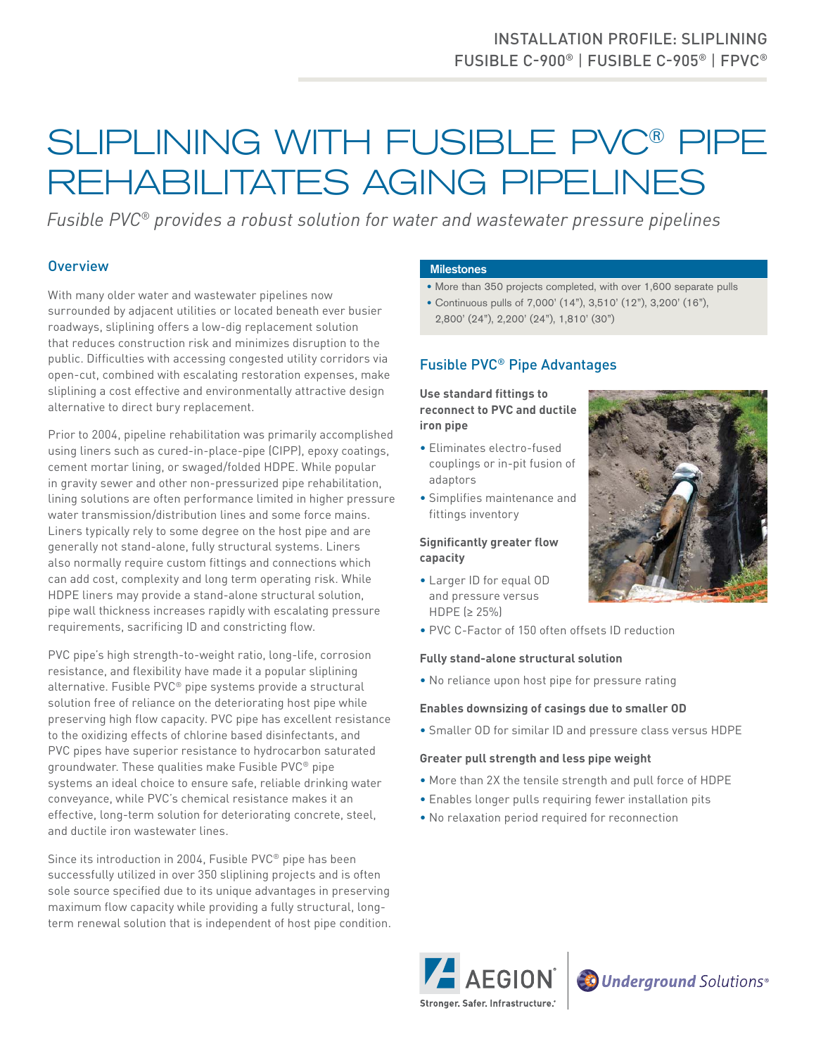INSTALLATION PROFILE: SLIPLINING
FUSIBLE C-900® | FUSIBLE C-905® | FPVC®

# SLIPLINING WITH FUSIBLE PVC® PIPE REHABILITATES AGING PIPELINES

*Fusible PVC® provides a robust solution for water and wastewater pressure pipelines*

## Overview

With many older water and wastewater pipelines now surrounded by adjacent utilities or located beneath ever busier roadways, sliplining offers a low-dig replacement solution that reduces construction risk and minimizes disruption to the public. Difficulties with accessing congested utility corridors via open-cut, combined with escalating restoration expenses, make sliplining a cost effective and environmentally attractive design alternative to direct bury replacement.

Prior to 2004, pipeline rehabilitation was primarily accomplished using liners such as cured-in-place-pipe (CIPP), epoxy coatings, cement mortar lining, or swaged/folded HDPE. While popular in gravity sewer and other non-pressurized pipe rehabilitation, lining solutions are often performance limited in higher pressure water transmission/distribution lines and some force mains. Liners typically rely to some degree on the host pipe and are generally not stand-alone, fully structural systems. Liners also normally require custom fittings and connections which can add cost, complexity and long term operating risk. While HDPE liners may provide a stand-alone structural solution, pipe wall thickness increases rapidly with escalating pressure requirements, sacrificing ID and constricting flow.

PVC pipe's high strength-to-weight ratio, long-life, corrosion resistance, and flexibility have made it a popular sliplining alternative. Fusible PVC® pipe systems provide a structural solution free of reliance on the deteriorating host pipe while preserving high flow capacity. PVC pipe has excellent resistance to the oxidizing effects of chlorine based disinfectants, and PVC pipes have superior resistance to hydrocarbon saturated groundwater. These qualities make Fusible PVC® pipe systems an ideal choice to ensure safe, reliable drinking water conveyance, while PVC's chemical resistance makes it an effective, long-term solution for deteriorating concrete, steel, and ductile iron wastewater lines.

Since its introduction in 2004, Fusible PVC® pipe has been successfully utilized in over 350 sliplining projects and is often sole source specified due to its unique advantages in preserving maximum flow capacity while providing a fully structural, long-term renewal solution that is independent of host pipe condition.

### Milestones

- More than 350 projects completed, with over 1,600 separate pulls
- Continuous pulls of 7,000' (14"), 3,510' (12"), 3,200' (16"), 2,800' (24"), 2,200' (24"), 1,810' (30")

## Fusible PVC® Pipe Advantages

**Use standard fittings to reconnect to PVC and ductile iron pipe**

- Eliminates electro-fused couplings or in-pit fusion of adaptors
- Simplifies maintenance and fittings inventory

**Significantly greater flow capacity**

- Larger ID for equal OD and pressure versus HDPE (≥ 25%)
- PVC C-Factor of 150 often offsets ID reduction

**Fully stand-alone structural solution**

- No reliance upon host pipe for pressure rating

**Enables downsizing of casings due to smaller OD**

- Smaller OD for similar ID and pressure class versus HDPE

**Greater pull strength and less pipe weight**

- More than 2X the tensile strength and pull force of HDPE
- Enables longer pulls requiring fewer installation pits
- No relaxation period required for reconnection

AEGION — Stronger. Safer. Infrastructure.® | Underground Solutions®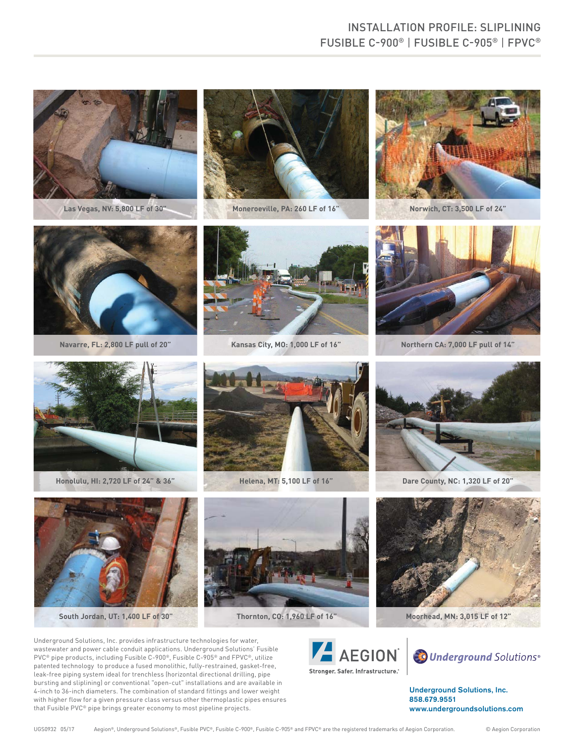# INSTALLATION PROFILE: SLIPLINING
## FUSIBLE C-900® | FUSIBLE C-905® | FPVC®

Las Vegas, NV: 5,800 LF of 30"

Moneroeville, PA: 260 LF of 16"

Norwich, CT: 3,500 LF of 24"

Navarre, FL: 2,800 LF pull of 20"

Kansas City, MO: 1,000 LF of 16"

Northern CA: 7,000 LF pull of 14"

Honolulu, HI: 2,720 LF of 24" & 36"

Helena, MT: 5,100 LF of 16"

Dare County, NC: 1,320 LF of 20"

South Jordan, UT: 1,400 LF of 30"

Thornton, CO: 1,960 LF of 16"

Moorhead, MN: 3,015 LF of 12"

Underground Solutions, Inc. provides infrastructure technologies for water, wastewater and power cable conduit applications. Underground Solutions' Fusible PVC® pipe products, including Fusible C-900®, Fusible C-905® and FPVC®, utilize patented technology to produce a fused monolithic, fully-restrained, gasket-free, leak-free piping system ideal for trenchless (horizontal directional drilling, pipe bursting and sliplining) or conventional "open-cut" installations and are available in 4-inch to 36-inch diameters. The combination of standard fittings and lower weight with higher flow for a given pressure class versus other thermoplastic pipes ensures that Fusible PVC® pipe brings greater economy to most pipeline projects.

AEGION® Stronger. Safer. Infrastructure.®

Underground Solutions®

Underground Solutions, Inc.
858.679.9551
www.undergroundsolutions.com

UGS0932 05/17 Aegion®, Underground Solutions®, Fusible PVC®, Fusible C-900®, Fusible C-905® and FPVC® are the registered trademarks of Aegion Corporation. © Aegion Corporation